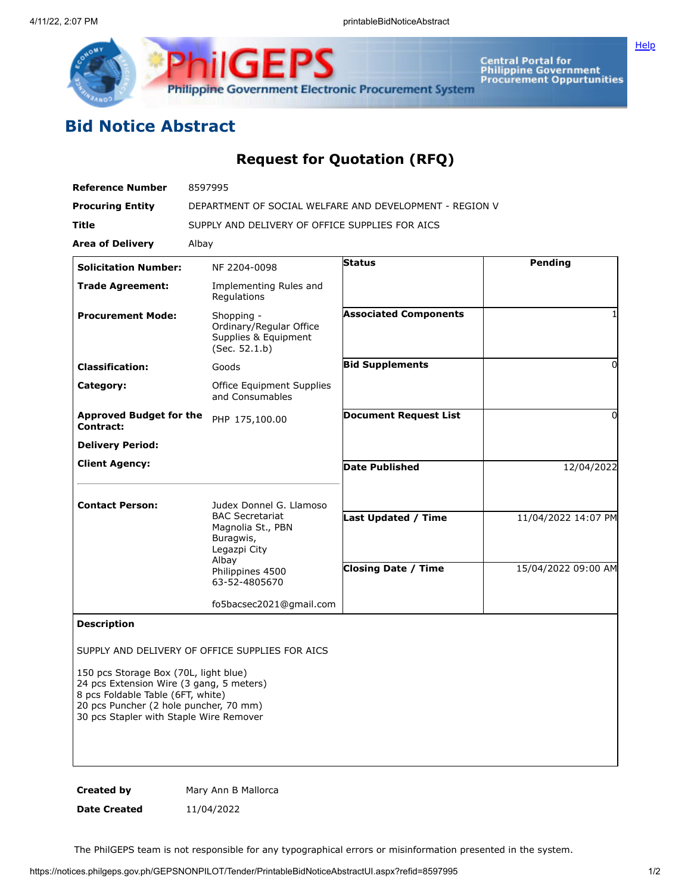# Bid Notice Abstract

## Request for Quotation (RFQ)

**Reference Number** 8597995

**Procuring Entity** DEPARTMENT OF SOCIAL WELFARE AND DEVELOPMENT - REGION V

**Title** SUPPLY AND DELIVERY OF OFFICE SUPPLIES FOR AICS

**Area of Delivery** Albay

| | | | |
|---|---|---|---|
| **Solicitation Number:** | NF 2204-0098 | **Status** | Pending |
| **Trade Agreement:** | Implementing Rules and Regulations | | |
| **Procurement Mode:** | Shopping - Ordinary/Regular Office Supplies & Equipment (Sec. 52.1.b) | **Associated Components** | 1 |
| **Classification:** | Goods | **Bid Supplements** | 0 |
| **Category:** | Office Equipment Supplies and Consumables | | |
| **Approved Budget for the Contract:** | PHP 175,100.00 | **Document Request List** | 0 |
| **Delivery Period:** | | | |
| **Client Agency:** | | **Date Published** | 12/04/2022 |
| **Contact Person:** | Judex Donnel G. Llamoso<br>BAC Secretariat<br>Magnolia St., PBN<br>Buragwis,<br>Legazpi City<br>Albay<br>Philippines 4500<br>63-52-4805670<br><br>fo5bacsec2021@gmail.com | **Last Updated / Time** | 11/04/2022 14:07 PM |
| | | **Closing Date / Time** | 15/04/2022 09:00 AM |

**Description**

SUPPLY AND DELIVERY OF OFFICE SUPPLIES FOR AICS

150 pcs Storage Box (70L, light blue)
24 pcs Extension Wire (3 gang, 5 meters)
8 pcs Foldable Table (6FT, white)
20 pcs Puncher (2 hole puncher, 70 mm)
30 pcs Stapler with Staple Wire Remover

**Created by** Mary Ann B Mallorca

**Date Created** 11/04/2022

The PhilGEPS team is not responsible for any typographical errors or misinformation presented in the system.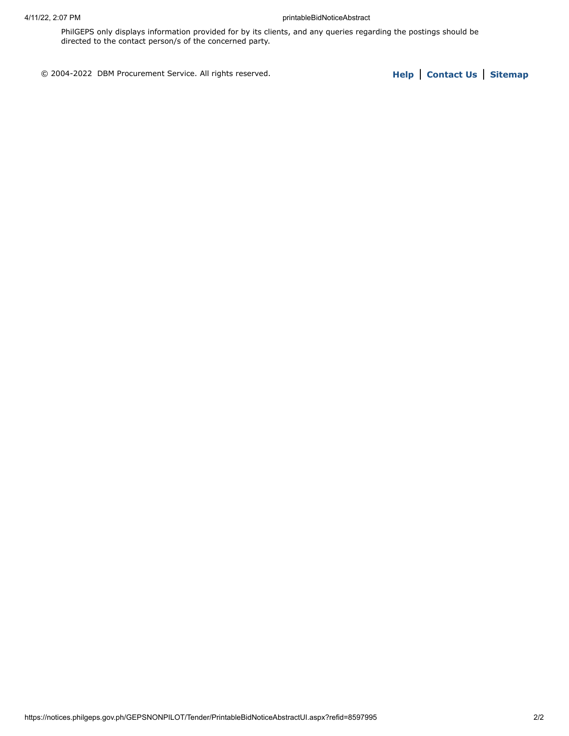PhilGEPS only displays information provided for by its clients, and any queries regarding the postings should be directed to the contact person/s of the concerned party.

© 2004-2022 DBM Procurement Service. All rights reserved.

**Help** | **Contact Us** | **Sitemap**